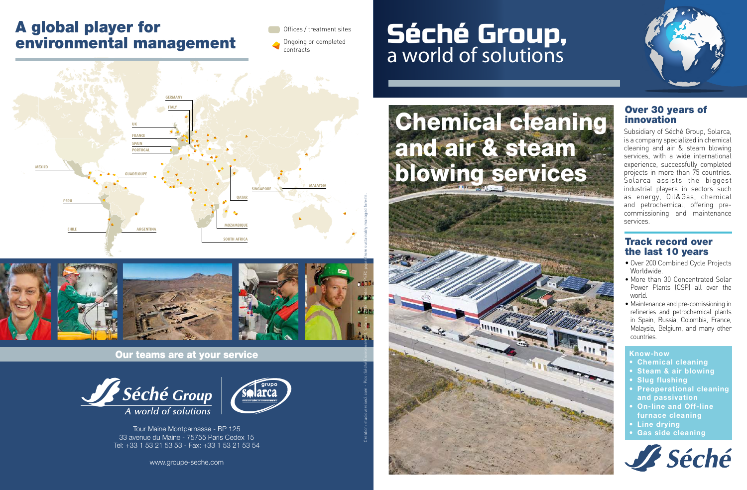## A global player for environmental management

Offices / treatment sites

Ongoing or completed contracts

GERMANY
ITALY
UK
FRANCE
SPAIN
PORTUGAL
MEXICO
GUADELOUPE
PERU
CHILE
ARGENTINA
QATAR
SINGAPORE
MALAYSIA
MOZAMBIQUE
SOUTH AFRICA

**Our teams are at your service**

Séché Group
A world of solutions

grupo solarca

Tour Maine Montparnasse - BP 125
33 avenue du Maine - 75755 Paris Cedex 15
Tel: +33 1 53 21 53 53 - Fax: +33 1 53 21 53 54

www.groupe-seche.com

Creation : studioversion2.com - Pics : Séché Environnement, Solarca - 12/18 - Printed on EFC paper from sustainably managed forests.

# Séché Group,
a world of solutions

# Chemical cleaning and air & steam blowing services

## Over 30 years of innovation

Subsidiary of Séché Group, Solarca, is a company specialized in chemical cleaning and air & steam blowing services, with a wide international experience, successfully completed projects in more than 75 countries. Solarca assists the biggest industrial players in sectors such as energy, Oil&Gas, chemical and petrochemical, offering pre-commissioning and maintenance services.

## Track record over the last 10 years

- Over 200 Combined Cycle Projects Worldwide.
- More than 30 Concentrated Solar Power Plants (CSP) all over the world.
- Maintenance and pre-comissioning in refineries and petrochemical plants in Spain, Russia, Colombia, France, Malaysia, Belgium, and many other countries.

**Know-how**

- **Chemical cleaning**
- **Steam & air blowing**
- **Slug flushing**
- **Preoperational cleaning and passivation**
- **On-line and Off-line furnace cleaning**
- **Line drying**
- **Gas side cleaning**

Séché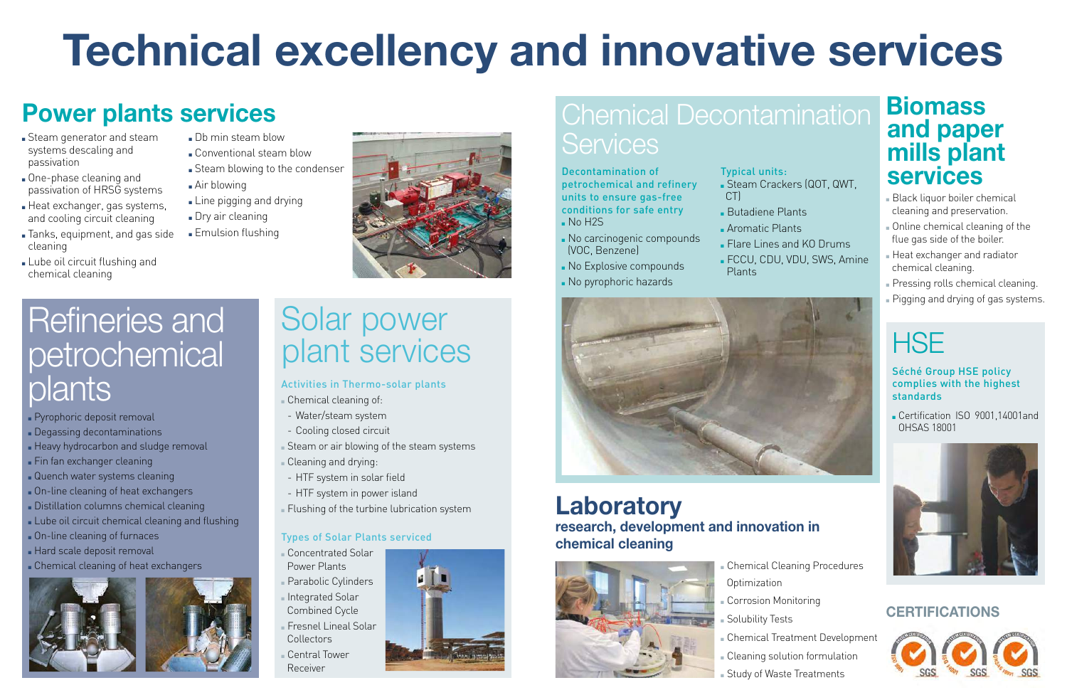# Technical excellency and innovative services

## Power plants services

- Steam generator and steam systems descaling and passivation
- One-phase cleaning and passivation of HRSG systems
- Heat exchanger, gas systems, and cooling circuit cleaning
- Tanks, equipment, and gas side cleaning
- Lube oil circuit flushing and chemical cleaning
- Db min steam blow
- Conventional steam blow
- Steam blowing to the condenser
- Air blowing
- Line pigging and drying
- Dry air cleaning
- Emulsion flushing

## Chemical Decontamination Services

**Decontamination of petrochemical and refinery units to ensure gas-free conditions for safe entry**

- No H2S
- No carcinogenic compounds (VOC, Benzene)
- No Explosive compounds
- No pyrophoric hazards

**Typical units:**

- Steam Crackers (QOT, QWT, CT)
- Butadiene Plants
- Aromatic Plants
- Flare Lines and KO Drums
- FCCU, CDU, VDU, SWS, Amine Plants

## Biomass and paper mills plant services

- Black liquor boiler chemical cleaning and preservation.
- Online chemical cleaning of the flue gas side of the boiler.
- Heat exchanger and radiator chemical cleaning.
- Pressing rolls chemical cleaning.
- Pigging and drying of gas systems.

## Refineries and petrochemical plants

- Pyrophoric deposit removal
- Degassing decontaminations
- Heavy hydrocarbon and sludge removal
- Fin fan exchanger cleaning
- Quench water systems cleaning
- On-line cleaning of heat exchangers
- Distillation columns chemical cleaning
- Lube oil circuit chemical cleaning and flushing
- On-line cleaning of furnaces
- Hard scale deposit removal
- Chemical cleaning of heat exchangers

## Solar power plant services

**Activities in Thermo-solar plants**

- Chemical cleaning of:
  - Water/steam system
  - Cooling closed circuit
- Steam or air blowing of the steam systems
- Cleaning and drying:
  - HTF system in solar field
  - HTF system in power island
- Flushing of the turbine lubrication system

**Types of Solar Plants serviced**

- Concentrated Solar Power Plants
- Parabolic Cylinders
- Integrated Solar Combined Cycle
- Fresnel Lineal Solar Collectors
- Central Tower Receiver

## Laboratory

**research, development and innovation in chemical cleaning**

- Chemical Cleaning Procedures Optimization
- Corrosion Monitoring
- Solubility Tests
- Chemical Treatment Development
- Cleaning solution formulation
- Study of Waste Treatments

## HSE

**Séché Group HSE policy complies with the highest standards**

- Certification ISO 9001,14001and OHSAS 18001

### CERTIFICATIONS